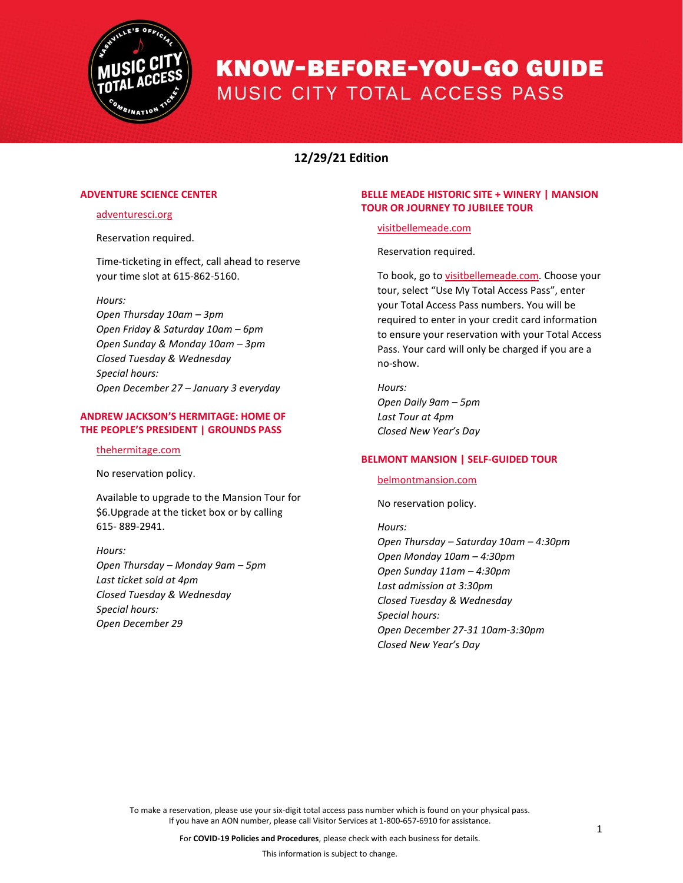# KNOW-BEFORE-YOU-GO GUIDE

## MUSIC CITY TOTAL ACCESS PASS

**12/29/21 Edition**

### ADVENTURE SCIENCE CENTER

adventuresci.org

Reservation required.

Time-ticketing in effect, call ahead to reserve your time slot at 615-862-5160.

*Hours:*
*Open Thursday 10am – 3pm*
*Open Friday & Saturday 10am – 6pm*
*Open Sunday & Monday 10am – 3pm*
*Closed Tuesday & Wednesday*
*Special hours:*
*Open December 27 – January 3 everyday*

### ANDREW JACKSON'S HERMITAGE: HOME OF THE PEOPLE'S PRESIDENT | GROUNDS PASS

thehermitage.com

No reservation policy.

Available to upgrade to the Mansion Tour for $6.Upgrade at the ticket box or by calling 615- 889-2941.

*Hours:*
*Open Thursday – Monday 9am – 5pm*
*Last ticket sold at 4pm*
*Closed Tuesday & Wednesday*
*Special hours:*
*Open December 29*

### BELLE MEADE HISTORIC SITE + WINERY | MANSION TOUR OR JOURNEY TO JUBILEE TOUR

visitbellemeade.com

Reservation required.

To book, go to visitbellemeade.com. Choose your tour, select "Use My Total Access Pass", enter your Total Access Pass numbers. You will be required to enter in your credit card information to ensure your reservation with your Total Access Pass. Your card will only be charged if you are a no-show.

*Hours:*
*Open Daily 9am – 5pm*
*Last Tour at 4pm*
*Closed New Year's Day*

### BELMONT MANSION | SELF-GUIDED TOUR

belmontmansion.com

No reservation policy.

*Hours:*
*Open Thursday – Saturday 10am – 4:30pm*
*Open Monday 10am – 4:30pm*
*Open Sunday 11am – 4:30pm*
*Last admission at 3:30pm*
*Closed Tuesday & Wednesday*
*Special hours:*
*Open December 27-31 10am-3:30pm*
*Closed New Year's Day*

To make a reservation, please use your six-digit total access pass number which is found on your physical pass. If you have an AON number, please call Visitor Services at 1-800-657-6910 for assistance.

For **COVID-19 Policies and Procedures**, please check with each business for details.

This information is subject to change.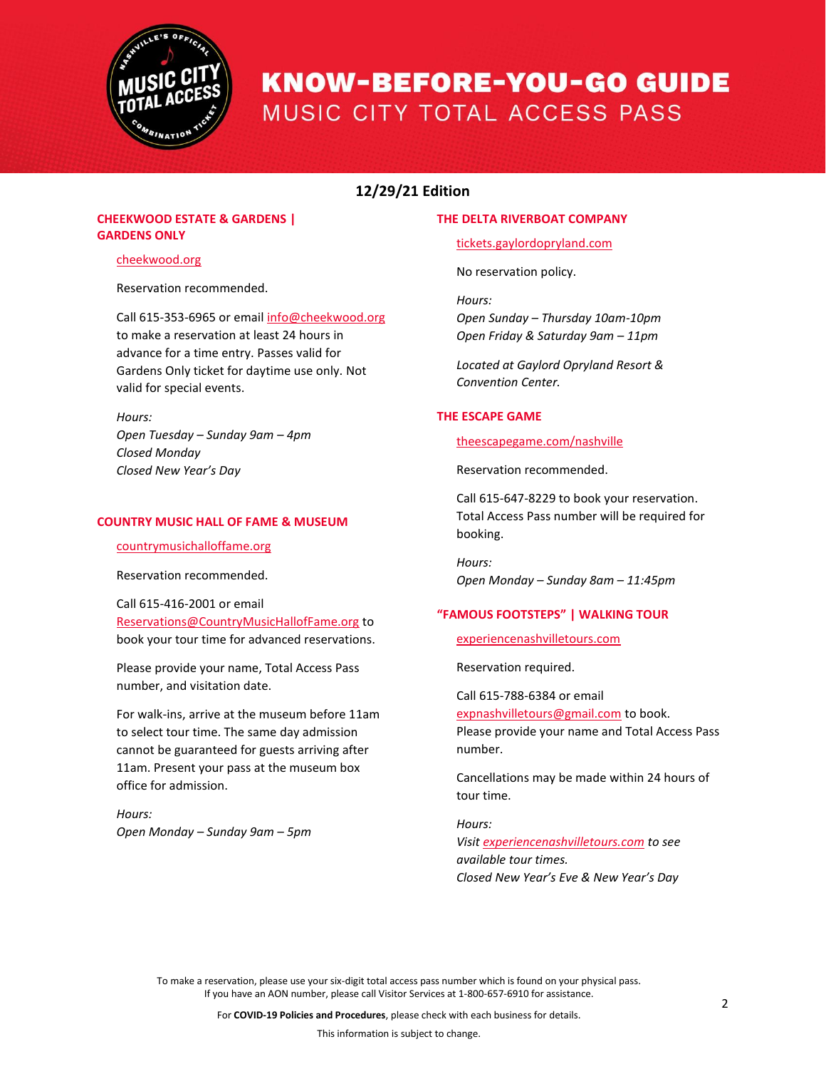# KNOW-BEFORE-YOU-GO GUIDE

## MUSIC CITY TOTAL ACCESS PASS

**12/29/21 Edition**

### CHEEKWOOD ESTATE & GARDENS | GARDENS ONLY

cheekwood.org

Reservation recommended.

Call 615-353-6965 or email info@cheekwood.org to make a reservation at least 24 hours in advance for a time entry. Passes valid for Gardens Only ticket for daytime use only. Not valid for special events.

*Hours:*
*Open Tuesday – Sunday 9am – 4pm*
*Closed Monday*
*Closed New Year's Day*

### COUNTRY MUSIC HALL OF FAME & MUSEUM

countrymusichalloffame.org

Reservation recommended.

Call 615-416-2001 or email Reservations@CountryMusicHallofFame.org to book your tour time for advanced reservations.

Please provide your name, Total Access Pass number, and visitation date.

For walk-ins, arrive at the museum before 11am to select tour time. The same day admission cannot be guaranteed for guests arriving after 11am. Present your pass at the museum box office for admission.

*Hours:*
*Open Monday – Sunday 9am – 5pm*

### THE DELTA RIVERBOAT COMPANY

tickets.gaylordopryland.com

No reservation policy.

*Hours:*
*Open Sunday – Thursday 10am-10pm*
*Open Friday & Saturday 9am – 11pm*

*Located at Gaylord Opryland Resort & Convention Center.*

### THE ESCAPE GAME

theescapegame.com/nashville

Reservation recommended.

Call 615-647-8229 to book your reservation. Total Access Pass number will be required for booking.

*Hours:*
*Open Monday – Sunday 8am – 11:45pm*

### "FAMOUS FOOTSTEPS" | WALKING TOUR

experiencenashvilletours.com

Reservation required.

Call 615-788-6384 or email expnashvilletours@gmail.com to book. Please provide your name and Total Access Pass number.

Cancellations may be made within 24 hours of tour time.

*Hours:*
*Visit experiencenashvilletours.com to see available tour times.*
*Closed New Year's Eve & New Year's Day*

To make a reservation, please use your six-digit total access pass number which is found on your physical pass. If you have an AON number, please call Visitor Services at 1-800-657-6910 for assistance.

For **COVID-19 Policies and Procedures**, please check with each business for details.

This information is subject to change.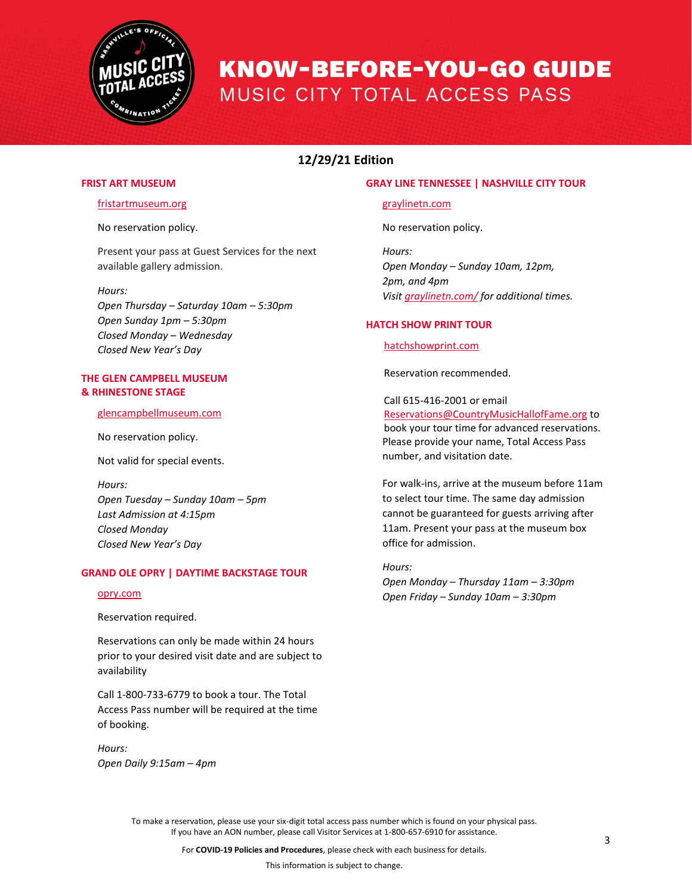# KNOW-BEFORE-YOU-GO GUIDE

## MUSIC CITY TOTAL ACCESS PASS

**12/29/21 Edition**

### FRIST ART MUSEUM

fristartmuseum.org

No reservation policy.

Present your pass at Guest Services for the next available gallery admission.

*Hours:*
*Open Thursday – Saturday 10am – 5:30pm*
*Open Sunday 1pm – 5:30pm*
*Closed Monday – Wednesday*
*Closed New Year's Day*

### THE GLEN CAMPBELL MUSEUM & RHINESTONE STAGE

glencampbellmuseum.com

No reservation policy.

Not valid for special events.

*Hours:*
*Open Tuesday – Sunday 10am – 5pm*
*Last Admission at 4:15pm*
*Closed Monday*
*Closed New Year's Day*

### GRAND OLE OPRY | DAYTIME BACKSTAGE TOUR

opry.com

Reservation required.

Reservations can only be made within 24 hours prior to your desired visit date and are subject to availability

Call 1-800-733-6779 to book a tour. The Total Access Pass number will be required at the time of booking.

*Hours:*
*Open Daily 9:15am – 4pm*

### GRAY LINE TENNESSEE | NASHVILLE CITY TOUR

graylinetn.com

No reservation policy.

*Hours:*
*Open Monday – Sunday 10am, 12pm, 2pm, and 4pm*
*Visit graylinetn.com/ for additional times.*

### HATCH SHOW PRINT TOUR

hatchshowprint.com

Reservation recommended.

Call 615-416-2001 or email Reservations@CountryMusicHallofFame.org to book your tour time for advanced reservations. Please provide your name, Total Access Pass number, and visitation date.

For walk-ins, arrive at the museum before 11am to select tour time. The same day admission cannot be guaranteed for guests arriving after 11am. Present your pass at the museum box office for admission.

*Hours:*
*Open Monday – Thursday 11am – 3:30pm*
*Open Friday – Sunday 10am – 3:30pm*

To make a reservation, please use your six-digit total access pass number which is found on your physical pass. If you have an AON number, please call Visitor Services at 1-800-657-6910 for assistance.

For **COVID-19 Policies and Procedures**, please check with each business for details.

This information is subject to change.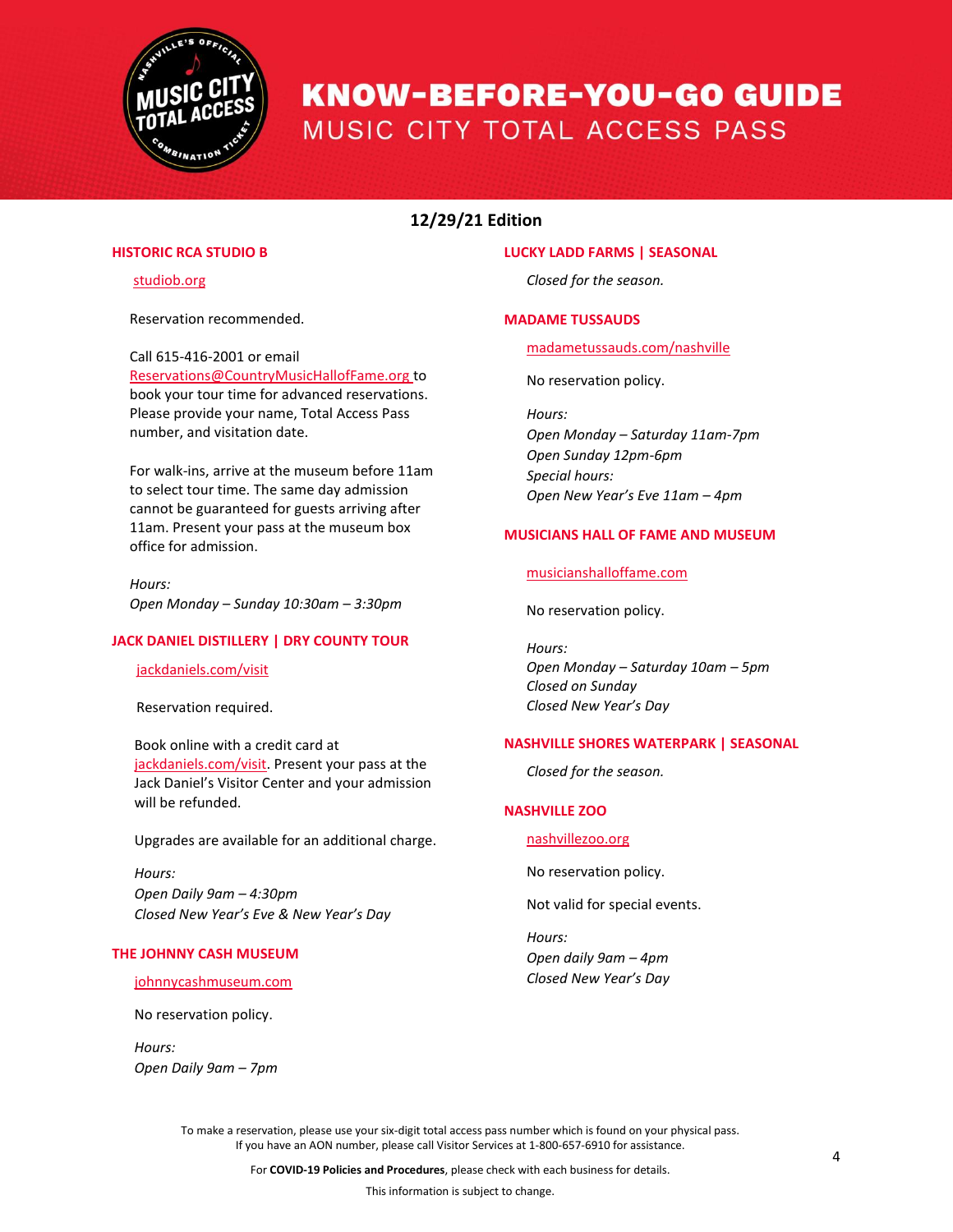# KNOW-BEFORE-YOU-GO GUIDE

## MUSIC CITY TOTAL ACCESS PASS

**12/29/21 Edition**

### HISTORIC RCA STUDIO B

studiob.org

Reservation recommended.

Call 615-416-2001 or email Reservations@CountryMusicHallofFame.org to book your tour time for advanced reservations. Please provide your name, Total Access Pass number, and visitation date.

For walk-ins, arrive at the museum before 11am to select tour time. The same day admission cannot be guaranteed for guests arriving after 11am. Present your pass at the museum box office for admission.

*Hours:*
*Open Monday – Sunday 10:30am – 3:30pm*

### JACK DANIEL DISTILLERY | DRY COUNTY TOUR

jackdaniels.com/visit

Reservation required.

Book online with a credit card at jackdaniels.com/visit. Present your pass at the Jack Daniel's Visitor Center and your admission will be refunded.

Upgrades are available for an additional charge.

*Hours:*
*Open Daily 9am – 4:30pm*
*Closed New Year's Eve & New Year's Day*

### THE JOHNNY CASH MUSEUM

johnnycashmuseum.com

No reservation policy.

*Hours:*
*Open Daily 9am – 7pm*

### LUCKY LADD FARMS | SEASONAL

*Closed for the season.*

### MADAME TUSSAUDS

madametussauds.com/nashville

No reservation policy.

*Hours:*
*Open Monday – Saturday 11am-7pm*
*Open Sunday 12pm-6pm*
*Special hours:*
*Open New Year's Eve 11am – 4pm*

### MUSICIANS HALL OF FAME AND MUSEUM

musicianshalloffame.com

No reservation policy.

*Hours:*
*Open Monday – Saturday 10am – 5pm*
*Closed on Sunday*
*Closed New Year's Day*

### NASHVILLE SHORES WATERPARK | SEASONAL

*Closed for the season.*

### NASHVILLE ZOO

nashvillezoo.org

No reservation policy.

Not valid for special events.

*Hours:*
*Open daily 9am – 4pm*
*Closed New Year's Day*

To make a reservation, please use your six-digit total access pass number which is found on your physical pass. If you have an AON number, please call Visitor Services at 1-800-657-6910 for assistance.

For **COVID-19 Policies and Procedures**, please check with each business for details.

This information is subject to change.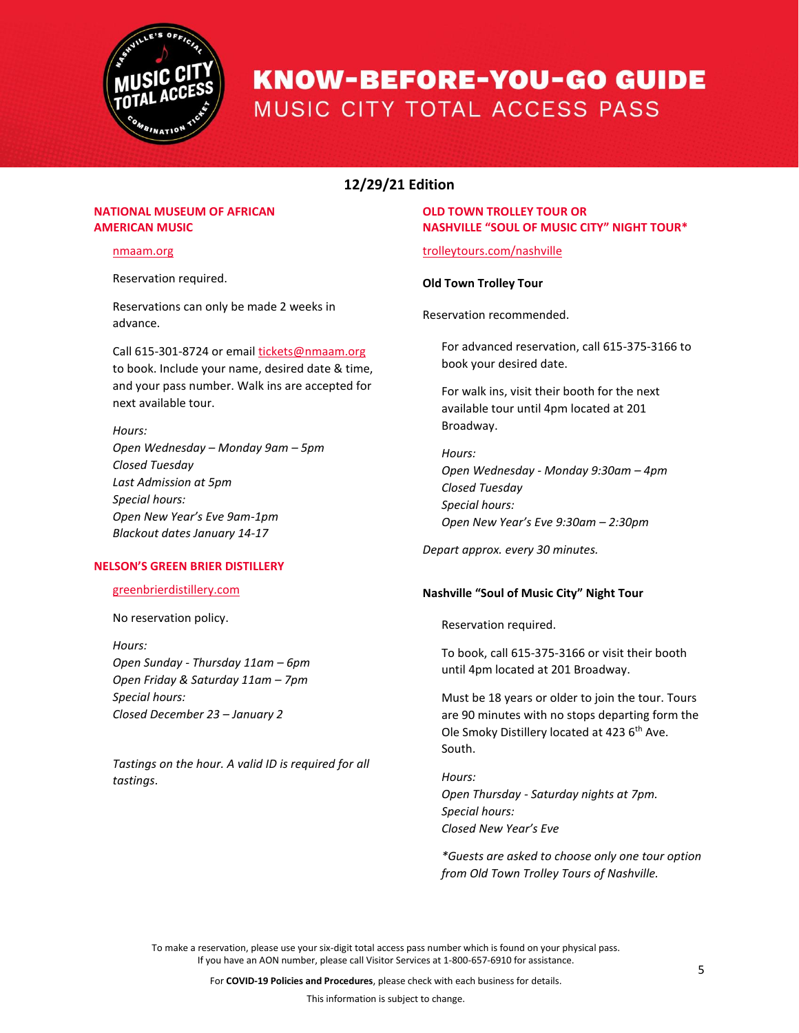# KNOW-BEFORE-YOU-GO GUIDE

MUSIC CITY TOTAL ACCESS PASS

**12/29/21 Edition**

## NATIONAL MUSEUM OF AFRICAN AMERICAN MUSIC

nmaam.org

Reservation required.

Reservations can only be made 2 weeks in advance.

Call 615-301-8724 or email tickets@nmaam.org to book. Include your name, desired date & time, and your pass number. Walk ins are accepted for next available tour.

*Hours:*
*Open Wednesday – Monday 9am – 5pm*
*Closed Tuesday*
*Last Admission at 5pm*
*Special hours:*
*Open New Year's Eve 9am-1pm*
*Blackout dates January 14-17*

## NELSON'S GREEN BRIER DISTILLERY

greenbrierdistillery.com

No reservation policy.

*Hours:*
*Open Sunday - Thursday 11am – 6pm*
*Open Friday & Saturday 11am – 7pm*
*Special hours:*
*Closed December 23 – January 2*

*Tastings on the hour. A valid ID is required for all tastings.*

## OLD TOWN TROLLEY TOUR OR NASHVILLE "SOUL OF MUSIC CITY" NIGHT TOUR*

trolleytours.com/nashville

**Old Town Trolley Tour**

Reservation recommended.

For advanced reservation, call 615-375-3166 to book your desired date.

For walk ins, visit their booth for the next available tour until 4pm located at 201 Broadway.

*Hours:*
*Open Wednesday - Monday 9:30am – 4pm*
*Closed Tuesday*
*Special hours:*
*Open New Year's Eve 9:30am – 2:30pm*

*Depart approx. every 30 minutes.*

**Nashville "Soul of Music City" Night Tour**

Reservation required.

To book, call 615-375-3166 or visit their booth until 4pm located at 201 Broadway.

Must be 18 years or older to join the tour. Tours are 90 minutes with no stops departing form the Ole Smoky Distillery located at 423 6th Ave. South.

*Hours:*
*Open Thursday - Saturday nights at 7pm.*
*Special hours:*
*Closed New Year's Eve*

*\*Guests are asked to choose only one tour option from Old Town Trolley Tours of Nashville.*

To make a reservation, please use your six-digit total access pass number which is found on your physical pass.
If you have an AON number, please call Visitor Services at 1-800-657-6910 for assistance.

For **COVID-19 Policies and Procedures**, please check with each business for details.

This information is subject to change.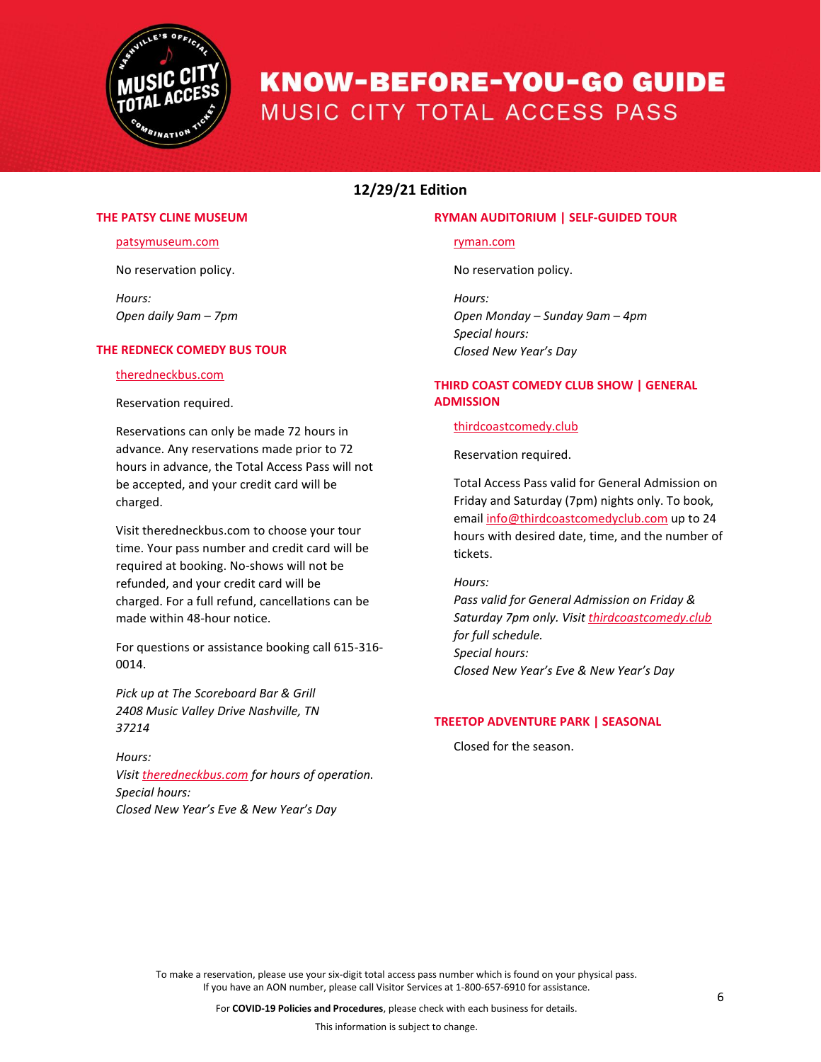# KNOW-BEFORE-YOU-GO GUIDE

MUSIC CITY TOTAL ACCESS PASS

**12/29/21 Edition**

## THE PATSY CLINE MUSEUM

patsymuseum.com

No reservation policy.

*Hours:*
*Open daily 9am – 7pm*

## THE REDNECK COMEDY BUS TOUR

theredneckbus.com

Reservation required.

Reservations can only be made 72 hours in advance. Any reservations made prior to 72 hours in advance, the Total Access Pass will not be accepted, and your credit card will be charged.

Visit theredneckbus.com to choose your tour time. Your pass number and credit card will be required at booking. No-shows will not be refunded, and your credit card will be charged. For a full refund, cancellations can be made within 48-hour notice.

For questions or assistance booking call 615-316-0014.

*Pick up at The Scoreboard Bar & Grill*
*2408 Music Valley Drive Nashville, TN 37214*

*Hours:*
*Visit theredneckbus.com for hours of operation.*
*Special hours:*
*Closed New Year's Eve & New Year's Day*

## RYMAN AUDITORIUM | SELF-GUIDED TOUR

ryman.com

No reservation policy.

*Hours:*
*Open Monday – Sunday 9am – 4pm*
*Special hours:*
*Closed New Year's Day*

## THIRD COAST COMEDY CLUB SHOW | GENERAL ADMISSION

thirdcoastcomedy.club

Reservation required.

Total Access Pass valid for General Admission on Friday and Saturday (7pm) nights only. To book, email info@thirdcoastcomedyclub.com up to 24 hours with desired date, time, and the number of tickets.

*Hours:*
*Pass valid for General Admission on Friday & Saturday 7pm only. Visit thirdcoastcomedy.club for full schedule.*
*Special hours:*
*Closed New Year's Eve & New Year's Day*

## TREETOP ADVENTURE PARK | SEASONAL

Closed for the season.

To make a reservation, please use your six-digit total access pass number which is found on your physical pass. If you have an AON number, please call Visitor Services at 1-800-657-6910 for assistance.

For **COVID-19 Policies and Procedures**, please check with each business for details.

This information is subject to change.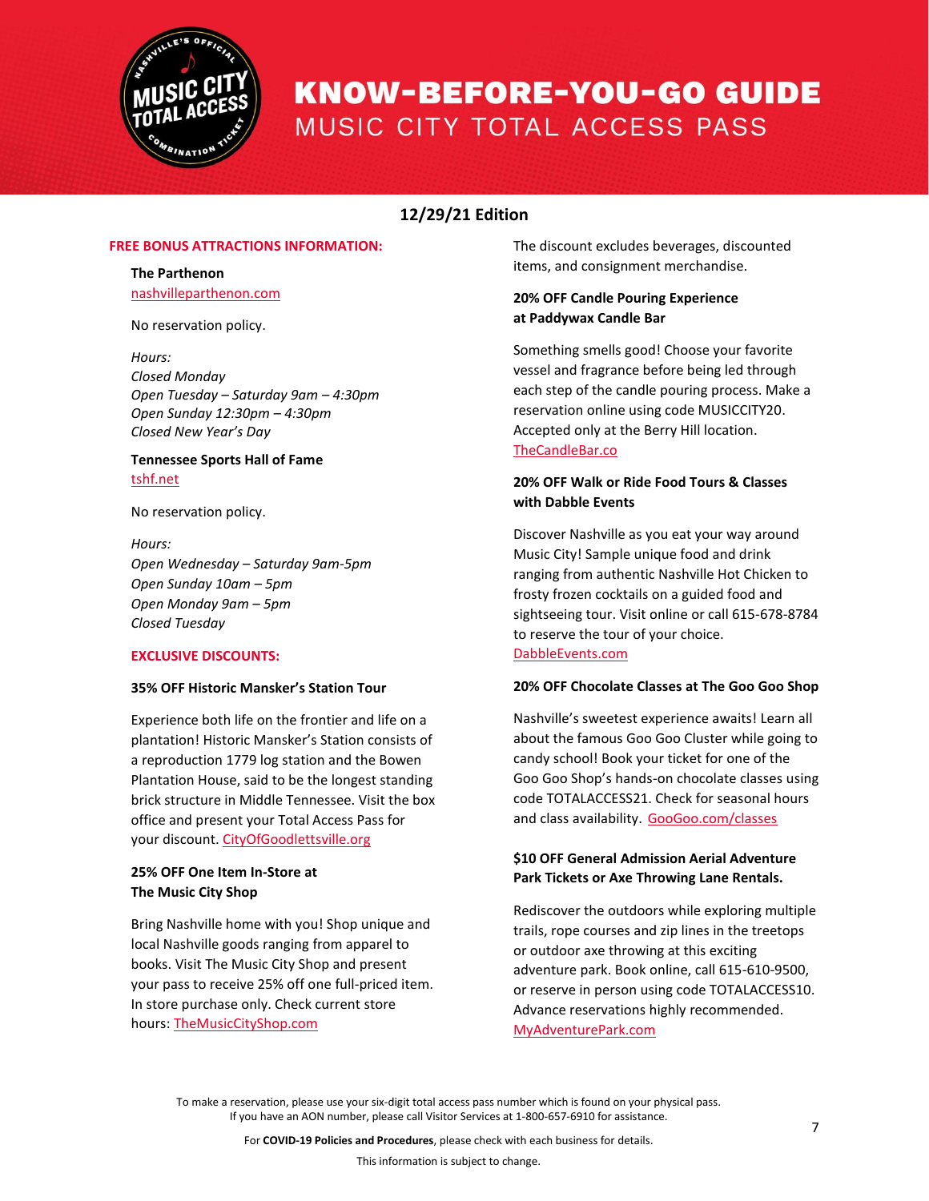# KNOW-BEFORE-YOU-GO GUIDE

## MUSIC CITY TOTAL ACCESS PASS

**12/29/21 Edition**

**FREE BONUS ATTRACTIONS INFORMATION:**

**The Parthenon**
nashvilleparthenon.com

No reservation policy.

*Hours:*
*Closed Monday*
*Open Tuesday – Saturday 9am – 4:30pm*
*Open Sunday 12:30pm – 4:30pm*
*Closed New Year's Day*

**Tennessee Sports Hall of Fame**
tshf.net

No reservation policy.

*Hours:*
*Open Wednesday – Saturday 9am-5pm*
*Open Sunday 10am – 5pm*
*Open Monday 9am – 5pm*
*Closed Tuesday*

**EXCLUSIVE DISCOUNTS:**

**35% OFF Historic Mansker's Station Tour**

Experience both life on the frontier and life on a plantation! Historic Mansker's Station consists of a reproduction 1779 log station and the Bowen Plantation House, said to be the longest standing brick structure in Middle Tennessee. Visit the box office and present your Total Access Pass for your discount. CityOfGoodlettsville.org

**25% OFF One Item In-Store at The Music City Shop**

Bring Nashville home with you! Shop unique and local Nashville goods ranging from apparel to books. Visit The Music City Shop and present your pass to receive 25% off one full-priced item. In store purchase only. Check current store hours: TheMusicCityShop.com

The discount excludes beverages, discounted items, and consignment merchandise.

**20% OFF Candle Pouring Experience at Paddywax Candle Bar**

Something smells good! Choose your favorite vessel and fragrance before being led through each step of the candle pouring process. Make a reservation online using code MUSICCITY20. Accepted only at the Berry Hill location. TheCandleBar.co

**20% OFF Walk or Ride Food Tours & Classes with Dabble Events**

Discover Nashville as you eat your way around Music City! Sample unique food and drink ranging from authentic Nashville Hot Chicken to frosty frozen cocktails on a guided food and sightseeing tour. Visit online or call 615-678-8784 to reserve the tour of your choice. DabbleEvents.com

**20% OFF Chocolate Classes at The Goo Goo Shop**

Nashville's sweetest experience awaits! Learn all about the famous Goo Goo Cluster while going to candy school! Book your ticket for one of the Goo Goo Shop's hands-on chocolate classes using code TOTALACCESS21. Check for seasonal hours and class availability. GooGoo.com/classes

**$10 OFF General Admission Aerial Adventure Park Tickets or Axe Throwing Lane Rentals.**

Rediscover the outdoors while exploring multiple trails, rope courses and zip lines in the treetops or outdoor axe throwing at this exciting adventure park. Book online, call 615-610-9500, or reserve in person using code TOTALACCESS10. Advance reservations highly recommended. MyAdventurePark.com

To make a reservation, please use your six-digit total access pass number which is found on your physical pass. If you have an AON number, please call Visitor Services at 1-800-657-6910 for assistance.

For **COVID-19 Policies and Procedures**, please check with each business for details.

This information is subject to change.